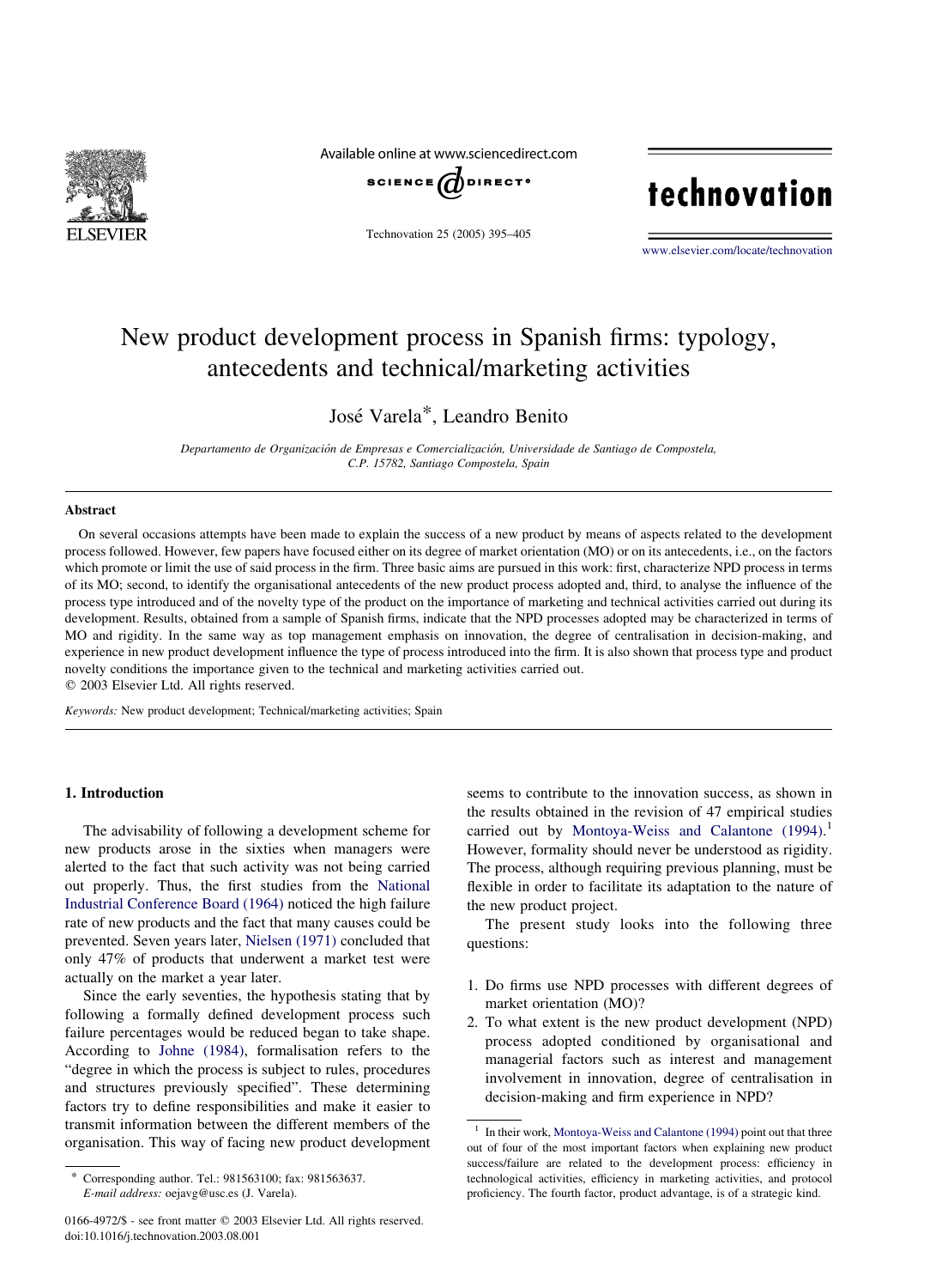# New product development process in Spanish firms: typology, antecedents and technical/marketing activities

José Varela*, Leandro Benito

*Departamento de Organización de Empresas e Comercialización, Universidade de Santiago de Compostela, C.P. 15782, Santiago Compostela, Spain*

## Abstract

On several occasions attempts have been made to explain the success of a new product by means of aspects related to the development process followed. However, few papers have focused either on its degree of market orientation (MO) or on its antecedents, i.e., on the factors which promote or limit the use of said process in the firm. Three basic aims are pursued in this work: first, characterize NPD process in terms of its MO; second, to identify the organisational antecedents of the new product process adopted and, third, to analyse the influence of the process type introduced and of the novelty type of the product on the importance of marketing and technical activities carried out during its development. Results, obtained from a sample of Spanish firms, indicate that the NPD processes adopted may be characterized in terms of MO and rigidity. In the same way as top management emphasis on innovation, the degree of centralisation in decision-making, and experience in new product development influence the type of process introduced into the firm. It is also shown that process type and product novelty conditions the importance given to the technical and marketing activities carried out.

© 2003 Elsevier Ltd. All rights reserved.

*Keywords:* New product development; Technical/marketing activities; Spain

## 1. Introduction

The advisability of following a development scheme for new products arose in the sixties when managers were alerted to the fact that such activity was not being carried out properly. Thus, the first studies from the National Industrial Conference Board (1964) noticed the high failure rate of new products and the fact that many causes could be prevented. Seven years later, Nielsen (1971) concluded that only 47% of products that underwent a market test were actually on the market a year later.

Since the early seventies, the hypothesis stating that by following a formally defined development process such failure percentages would be reduced began to take shape. According to Johne (1984), formalisation refers to the "degree in which the process is subject to rules, procedures and structures previously specified". These determining factors try to define responsibilities and make it easier to transmit information between the different members of the organisation. This way of facing new product development seems to contribute to the innovation success, as shown in the results obtained in the revision of 47 empirical studies carried out by Montoya-Weiss and Calantone (1994).[1] However, formality should never be understood as rigidity. The process, although requiring previous planning, must be flexible in order to facilitate its adaptation to the nature of the new product project.

The present study looks into the following three questions:

1. Do firms use NPD processes with different degrees of market orientation (MO)?
2. To what extent is the new product development (NPD) process adopted conditioned by organisational and managerial factors such as interest and management involvement in innovation, degree of centralisation in decision-making and firm experience in NPD?

---

\* Corresponding author. Tel.: 981563100; fax: 981563637. *E-mail address:* oejavg@usc.es (J. Varela).

[1] In their work, Montoya-Weiss and Calantone (1994) point out that three out of four of the most important factors when explaining new product success/failure are related to the development process: efficiency in technological activities, efficiency in marketing activities, and protocol proficiency. The fourth factor, product advantage, is of a strategic kind.

0166-4972/$ - see front matter © 2003 Elsevier Ltd. All rights reserved.
doi:10.1016/j.technovation.2003.08.001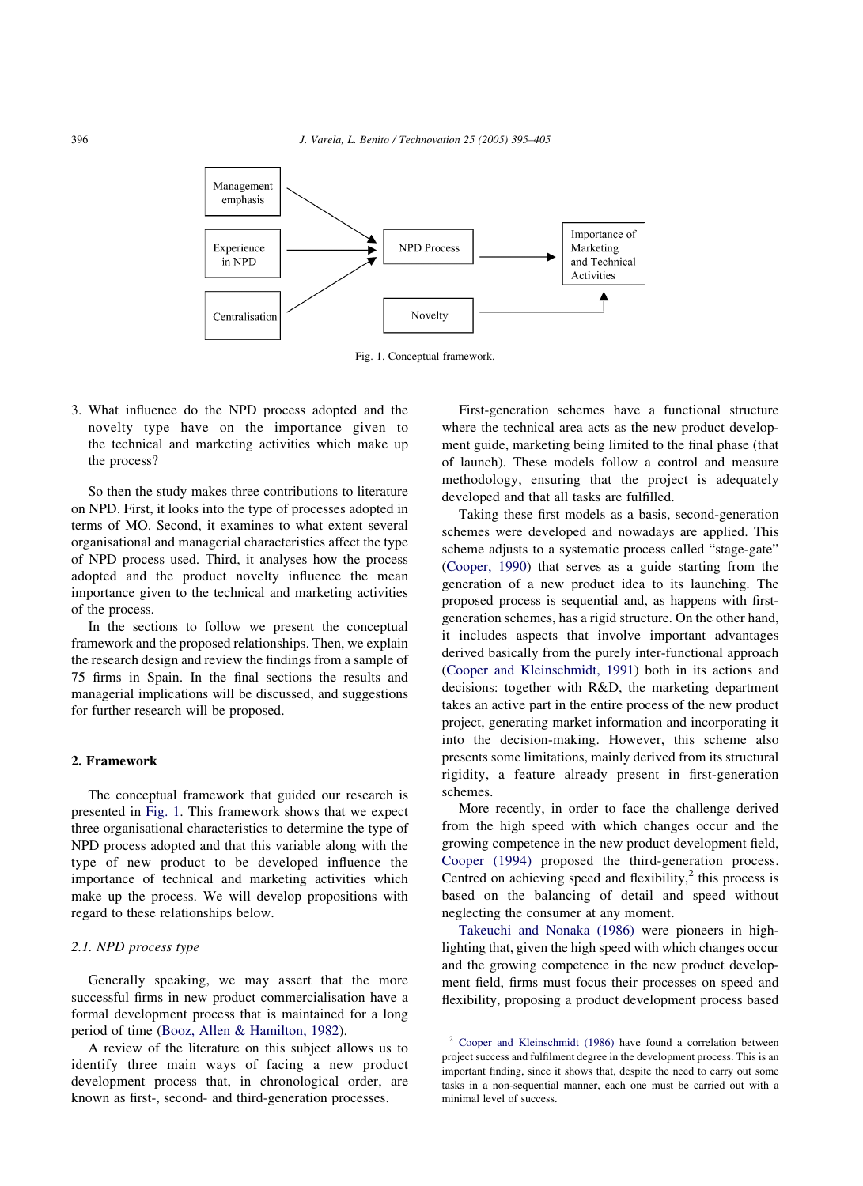Management emphasis → NPD Process
Experience in NPD → NPD Process
Centralisation → NPD Process
NPD Process → Importance of Marketing and Technical Activities
Novelty → Importance of Marketing and Technical Activities

Fig. 1. Conceptual framework.

3. What influence do the NPD process adopted and the novelty type have on the importance given to the technical and marketing activities which make up the process?

So then the study makes three contributions to literature on NPD. First, it looks into the type of processes adopted in terms of MO. Second, it examines to what extent several organisational and managerial characteristics affect the type of NPD process used. Third, it analyses how the process adopted and the product novelty influence the mean importance given to the technical and marketing activities of the process.

In the sections to follow we present the conceptual framework and the proposed relationships. Then, we explain the research design and review the findings from a sample of 75 firms in Spain. In the final sections the results and managerial implications will be discussed, and suggestions for further research will be proposed.

## 2. Framework

The conceptual framework that guided our research is presented in Fig. 1. This framework shows that we expect three organisational characteristics to determine the type of NPD process adopted and that this variable along with the type of new product to be developed influence the importance of technical and marketing activities which make up the process. We will develop propositions with regard to these relationships below.

### 2.1. NPD process type

Generally speaking, we may assert that the more successful firms in new product commercialisation have a formal development process that is maintained for a long period of time (Booz, Allen & Hamilton, 1982).

A review of the literature on this subject allows us to identify three main ways of facing a new product development process that, in chronological order, are known as first-, second- and third-generation processes.

First-generation schemes have a functional structure where the technical area acts as the new product development guide, marketing being limited to the final phase (that of launch). These models follow a control and measure methodology, ensuring that the project is adequately developed and that all tasks are fulfilled.

Taking these first models as a basis, second-generation schemes were developed and nowadays are applied. This scheme adjusts to a systematic process called "stage-gate" (Cooper, 1990) that serves as a guide starting from the generation of a new product idea to its launching. The proposed process is sequential and, as happens with first-generation schemes, has a rigid structure. On the other hand, it includes aspects that involve important advantages derived basically from the purely inter-functional approach (Cooper and Kleinschmidt, 1991) both in its actions and decisions: together with R&D, the marketing department takes an active part in the entire process of the new product project, generating market information and incorporating it into the decision-making. However, this scheme also presents some limitations, mainly derived from its structural rigidity, a feature already present in first-generation schemes.

More recently, in order to face the challenge derived from the high speed with which changes occur and the growing competence in the new product development field, Cooper (1994) proposed the third-generation process. Centred on achieving speed and flexibility,[2] this process is based on the balancing of detail and speed without neglecting the consumer at any moment.

Takeuchi and Nonaka (1986) were pioneers in highlighting that, given the high speed with which changes occur and the growing competence in the new product development field, firms must focus their processes on speed and flexibility, proposing a product development process based

[2] Cooper and Kleinschmidt (1986) have found a correlation between project success and fulfilment degree in the development process. This is an important finding, since it shows that, despite the need to carry out some tasks in a non-sequential manner, each one must be carried out with a minimal level of success.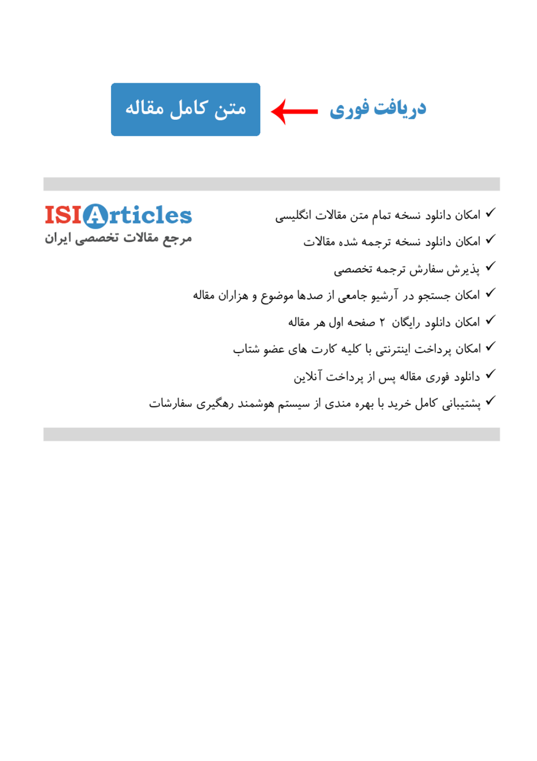دریافت فوری ← متن کامل مقاله

**ISIArticles**
مرجع مقالات تخصصی ایران

- ✓ امکان دانلود نسخه تمام متن مقالات انگلیسی
- ✓ امکان دانلود نسخه ترجمه شده مقالات
- ✓ پذیرش سفارش ترجمه تخصصی
- ✓ امکان جستجو در آرشیو جامعی از صدها موضوع و هزاران مقاله
- ✓ امکان دانلود رایگان ۲ صفحه اول هر مقاله
- ✓ امکان پرداخت اینترنتی با کلیه کارت های عضو شتاب
- ✓ دانلود فوری مقاله پس از پرداخت آنلاین
- ✓ پشتیبانی کامل خرید با بهره مندی از سیستم هوشمند رهگیری سفارشات